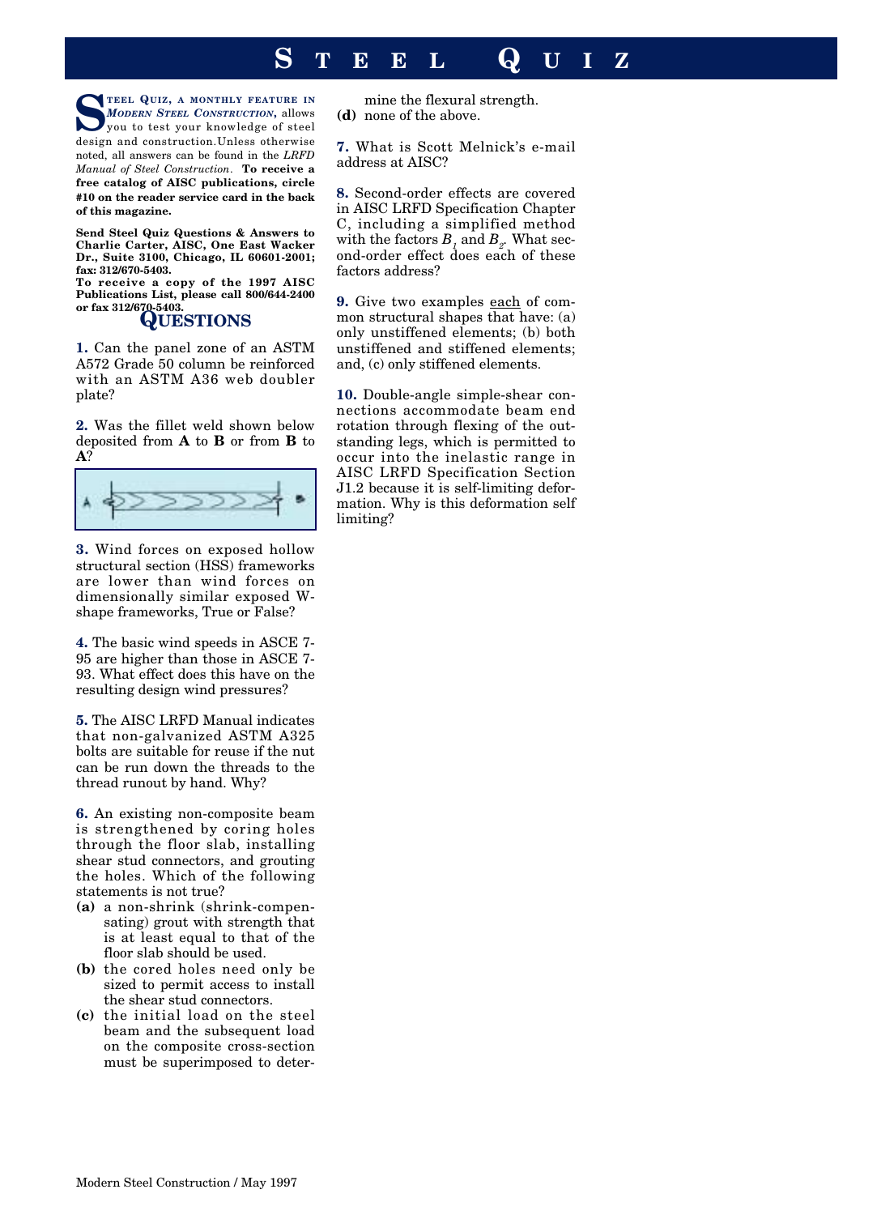# STEEL QUIZ

**STEEL QUIZ, A MONTHLY FEATURE IN** ***MODERN STEEL CONSTRUCTION***, allows you to test your knowledge of steel design and construction. Unless otherwise noted, all answers can be found in the *LRFD Manual of Steel Construction*. **To receive a free catalog of AISC publications, circle #10 on the reader service card in the back of this magazine.**

**Send Steel Quiz Questions & Answers to Charlie Carter, AISC, One East Wacker Dr., Suite 3100, Chicago, IL 60601-2001; fax: 312/670-5403.**
**To receive a copy of the 1997 AISC Publications List, please call 800/644-2400 or fax 312/670-5403.**

## QUESTIONS

**1.** Can the panel zone of an ASTM A572 Grade 50 column be reinforced with an ASTM A36 web doubler plate?

**2.** Was the fillet weld shown below deposited from **A** to **B** or from **B** to **A**?

**3.** Wind forces on exposed hollow structural section (HSS) frameworks are lower than wind forces on dimensionally similar exposed W-shape frameworks, True or False?

**4.** The basic wind speeds in ASCE 7-95 are higher than those in ASCE 7-93. What effect does this have on the resulting design wind pressures?

**5.** The AISC LRFD Manual indicates that non-galvanized ASTM A325 bolts are suitable for reuse if the nut can be run down the threads to the thread runout by hand. Why?

**6.** An existing non-composite beam is strengthened by coring holes through the floor slab, installing shear stud connectors, and grouting the holes. Which of the following statements is not true?

- **(a)** a non-shrink (shrink-compensating) grout with strength that is at least equal to that of the floor slab should be used.
- **(b)** the cored holes need only be sized to permit access to install the shear stud connectors.
- **(c)** the initial load on the steel beam and the subsequent load on the composite cross-section must be superimposed to determine the flexural strength.
- **(d)** none of the above.

**7.** What is Scott Melnick's e-mail address at AISC?

**8.** Second-order effects are covered in AISC LRFD Specification Chapter C, including a simplified method with the factors $B_1$ and $B_2$. What second-order effect does each of these factors address?

**9.** Give two examples each of common structural shapes that have: (a) only unstiffened elements; (b) both unstiffened and stiffened elements; and, (c) only stiffened elements.

**10.** Double-angle simple-shear connections accommodate beam end rotation through flexing of the outstanding legs, which is permitted to occur into the inelastic range in AISC LRFD Specification Section J1.2 because it is self-limiting deformation. Why is this deformation self limiting?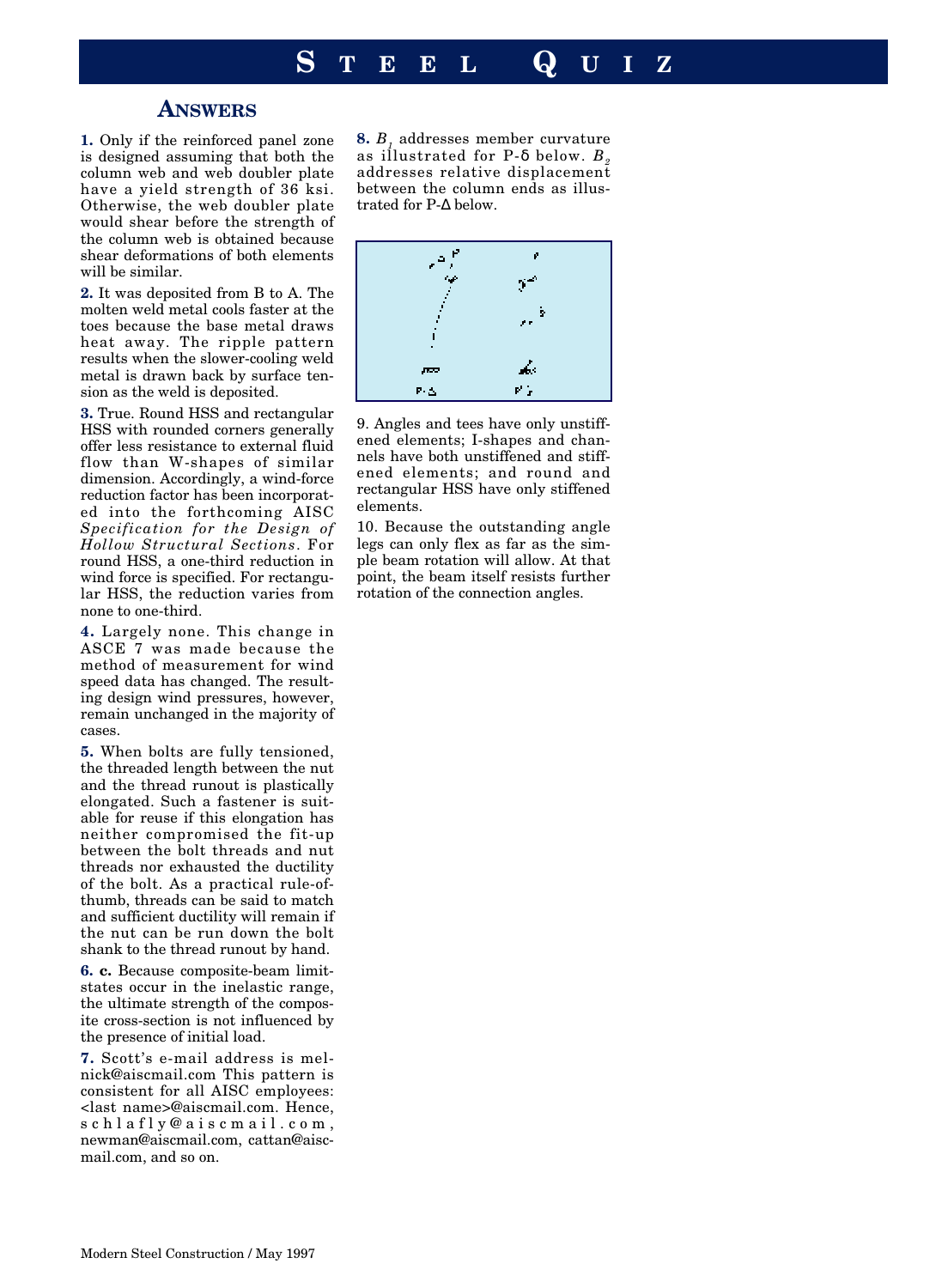# STEEL QUIZ

## ANSWERS

**1.** Only if the reinforced panel zone is designed assuming that both the column web and web doubler plate have a yield strength of 36 ksi. Otherwise, the web doubler plate would shear before the strength of the column web is obtained because shear deformations of both elements will be similar.

**2.** It was deposited from B to A. The molten weld metal cools faster at the toes because the base metal draws heat away. The ripple pattern results when the slower-cooling weld metal is drawn back by surface tension as the weld is deposited.

**3.** True. Round HSS and rectangular HSS with rounded corners generally offer less resistance to external fluid flow than W-shapes of similar dimension. Accordingly, a wind-force reduction factor has been incorporated into the forthcoming AISC *Specification for the Design of Hollow Structural Sections*. For round HSS, a one-third reduction in wind force is specified. For rectangular HSS, the reduction varies from none to one-third.

**4.** Largely none. This change in ASCE 7 was made because the method of measurement for wind speed data has changed. The resulting design wind pressures, however, remain unchanged in the majority of cases.

**5.** When bolts are fully tensioned, the threaded length between the nut and the thread runout is plastically elongated. Such a fastener is suitable for reuse if this elongation has neither compromised the fit-up between the bolt threads and nut threads nor exhausted the ductility of the bolt. As a practical rule-of-thumb, threads can be said to match and sufficient ductility will remain if the nut can be run down the bolt shank to the thread runout by hand.

**6.** **c.** Because composite-beam limit-states occur in the inelastic range, the ultimate strength of the composite cross-section is not influenced by the presence of initial load.

**7.** Scott's e-mail address is melnick@aiscmail.com This pattern is consistent for all AISC employees: <last name>@aiscmail.com. Hence, schlafly@aiscmail.com, newman@aiscmail.com, cattan@aiscmail.com, and so on.

**8.** $B_1$ addresses member curvature as illustrated for P-δ below. $B_2$ addresses relative displacement between the column ends as illustrated for P-Δ below.

P-Δ

P-δ

9. Angles and tees have only unstiffened elements; I-shapes and channels have both unstiffened and stiffened elements; and round and rectangular HSS have only stiffened elements.

10. Because the outstanding angle legs can only flex as far as the simple beam rotation will allow. At that point, the beam itself resists further rotation of the connection angles.